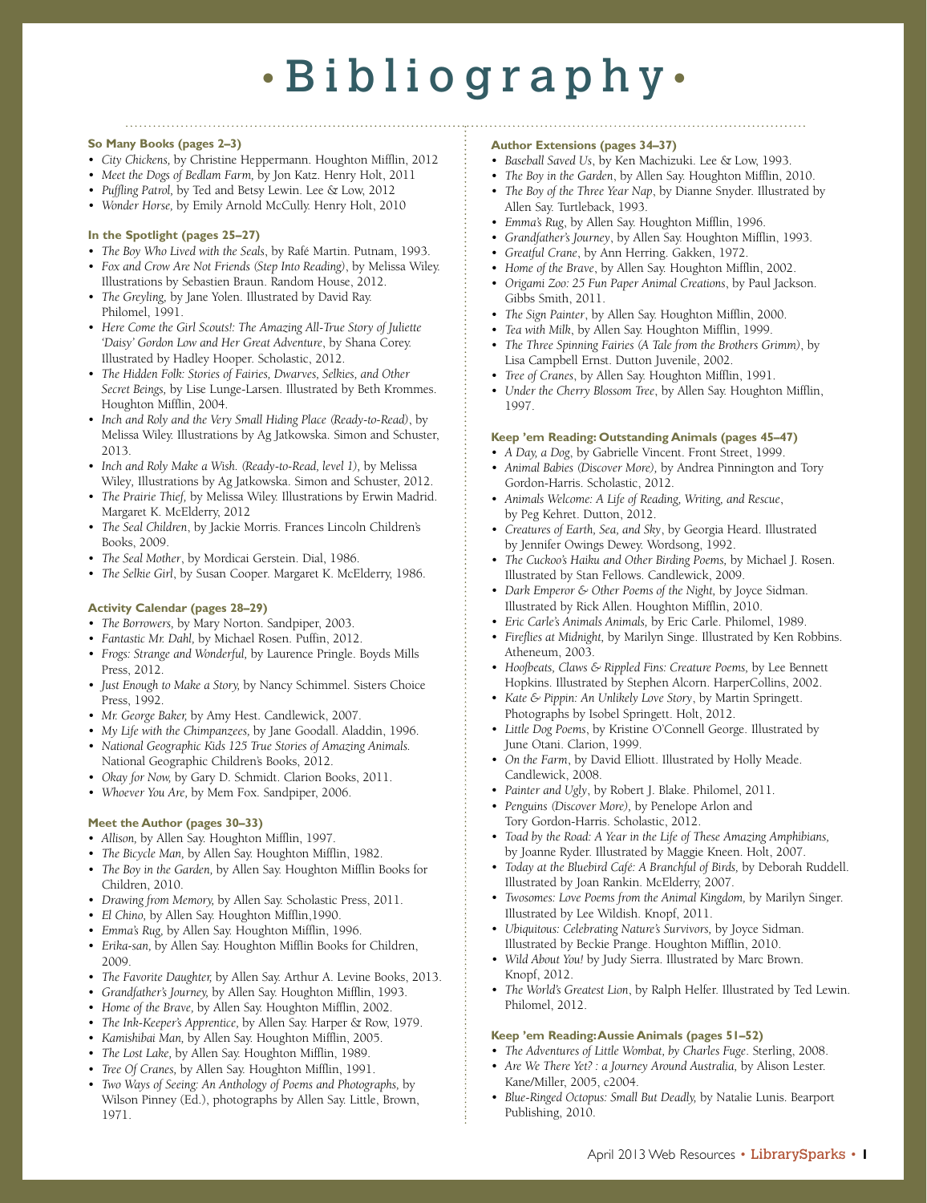# • Bibliography •

### So Many Books (pages 2–3)

- *City Chickens,* by Christine Heppermann. Houghton Mifflin, 2012
- *Meet the Dogs of Bedlam Farm,* by Jon Katz. Henry Holt, 2011
- *Puffling Patrol,* by Ted and Betsy Lewin. Lee & Low, 2012
- *Wonder Horse,* by Emily Arnold McCully. Henry Holt, 2010

### In the Spotlight (pages 25–27)

- *The Boy Who Lived with the Seals*, by Rafé Martin. Putnam, 1993.
- *Fox and Crow Are Not Friends (Step Into Reading)*, by Melissa Wiley. Illustrations by Sebastien Braun. Random House, 2012.
- *The Greyling,* by Jane Yolen. Illustrated by David Ray. Philomel, 1991.
- *Here Come the Girl Scouts!: The Amazing All-True Story of Juliette 'Daisy' Gordon Low and Her Great Adventure*, by Shana Corey. Illustrated by Hadley Hooper. Scholastic, 2012.
- *The Hidden Folk: Stories of Fairies, Dwarves, Selkies, and Other Secret Beings,* by Lise Lunge-Larsen. Illustrated by Beth Krommes. Houghton Mifflin, 2004.
- *Inch and Roly and the Very Small Hiding Place (Ready-to-Read)*, by Melissa Wiley. Illustrations by Ag Jatkowska. Simon and Schuster, 2013.
- *Inch and Roly Make a Wish. (Ready-to-Read, level 1),* by Melissa Wiley, Illustrations by Ag Jatkowska. Simon and Schuster, 2012.
- *The Prairie Thief,* by Melissa Wiley. Illustrations by Erwin Madrid. Margaret K. McElderry, 2012
- *The Seal Children*, by Jackie Morris. Frances Lincoln Children's Books, 2009.
- *The Seal Mother*, by Mordicai Gerstein. Dial, 1986.
- *The Selkie Girl*, by Susan Cooper. Margaret K. McElderry, 1986.

### Activity Calendar (pages 28–29)

- *The Borrowers,* by Mary Norton. Sandpiper, 2003.
- *Fantastic Mr. Dahl,* by Michael Rosen. Puffin, 2012.
- *Frogs: Strange and Wonderful,* by Laurence Pringle. Boyds Mills Press, 2012.
- *Just Enough to Make a Story,* by Nancy Schimmel. Sisters Choice Press, 1992.
- *Mr. George Baker,* by Amy Hest. Candlewick, 2007.
- *My Life with the Chimpanzees,* by Jane Goodall. Aladdin, 1996.
- *National Geographic Kids 125 True Stories of Amazing Animals.* National Geographic Children's Books, 2012.
- *Okay for Now,* by Gary D. Schmidt. Clarion Books, 2011.
- *Whoever You Are,* by Mem Fox. Sandpiper, 2006.

### Meet the Author (pages 30–33)

- *Allison,* by Allen Say. Houghton Mifflin, 1997.
- *The Bicycle Man,* by Allen Say. Houghton Mifflin, 1982.
- *The Boy in the Garden,* by Allen Say. Houghton Mifflin Books for Children, 2010.
- *Drawing from Memory,* by Allen Say. Scholastic Press, 2011.
- *El Chino,* by Allen Say. Houghton Mifflin,1990.
- *Emma's Rug,* by Allen Say. Houghton Mifflin, 1996.
- *Erika-san,* by Allen Say. Houghton Mifflin Books for Children, 2009.
- *The Favorite Daughter,* by Allen Say. Arthur A. Levine Books, 2013.
- *Grandfather's Journey,* by Allen Say. Houghton Mifflin, 1993.
- *Home of the Brave,* by Allen Say. Houghton Mifflin, 2002.
- *The Ink-Keeper's Apprentice,* by Allen Say. Harper & Row, 1979.
- *Kamishibai Man,* by Allen Say. Houghton Mifflin, 2005.
- *The Lost Lake,* by Allen Say. Houghton Mifflin, 1989.
- *Tree Of Cranes,* by Allen Say. Houghton Mifflin, 1991.
- *Two Ways of Seeing: An Anthology of Poems and Photographs,* by Wilson Pinney (Ed.), photographs by Allen Say. Little, Brown, 1971.

### Author Extensions (pages 34–37)

- *Baseball Saved Us*, by Ken Machizuki. Lee & Low, 1993.
- *The Boy in the Garden*, by Allen Say. Houghton Mifflin, 2010.
- *The Boy of the Three Year Nap*, by Dianne Snyder. Illustrated by Allen Say. Turtleback, 1993.
- *Emma's Rug*, by Allen Say. Houghton Mifflin, 1996.
- *Grandfather's Journey*, by Allen Say. Houghton Mifflin, 1993.
- *Greatful Crane*, by Ann Herring. Gakken, 1972.
- *Home of the Brave*, by Allen Say. Houghton Mifflin, 2002.
- *Origami Zoo: 25 Fun Paper Animal Creations*, by Paul Jackson. Gibbs Smith, 2011.
- *The Sign Painter*, by Allen Say. Houghton Mifflin, 2000.
- *Tea with Milk*, by Allen Say. Houghton Mifflin, 1999.
- *The Three Spinning Fairies (A Tale from the Brothers Grimm)*, by Lisa Campbell Ernst. Dutton Juvenile, 2002.
- *Tree of Cranes*, by Allen Say. Houghton Mifflin, 1991.
- *Under the Cherry Blossom Tree*, by Allen Say. Houghton Mifflin, 1997.

### Keep 'em Reading: Outstanding Animals (pages 45–47)

- *A Day, a Dog*, by Gabrielle Vincent. Front Street, 1999.
- *Animal Babies (Discover More),* by Andrea Pinnington and Tory Gordon-Harris. Scholastic, 2012.
- *Animals Welcome: A Life of Reading, Writing, and Rescue*, by Peg Kehret. Dutton, 2012.
- *Creatures of Earth, Sea, and Sky*, by Georgia Heard. Illustrated by Jennifer Owings Dewey. Wordsong, 1992.
- *The Cuckoo's Haiku and Other Birding Poems,* by Michael J. Rosen. Illustrated by Stan Fellows. Candlewick, 2009.
- *Dark Emperor & Other Poems of the Night,* by Joyce Sidman. Illustrated by Rick Allen. Houghton Mifflin, 2010.
- *Eric Carle's Animals Animals,* by Eric Carle. Philomel, 1989.
- *Fireflies at Midnight,* by Marilyn Singe. Illustrated by Ken Robbins. Atheneum, 2003.
- *Hoofbeats, Claws & Rippled Fins: Creature Poems,* by Lee Bennett Hopkins. Illustrated by Stephen Alcorn. HarperCollins, 2002.
- *Kate & Pippin: An Unlikely Love Story*, by Martin Springett. Photographs by Isobel Springett. Holt, 2012.
- *Little Dog Poems*, by Kristine O'Connell George. Illustrated by June Otani. Clarion, 1999.
- *On the Farm*, by David Elliott. Illustrated by Holly Meade. Candlewick, 2008.
- *Painter and Ugly*, by Robert J. Blake. Philomel, 2011.
- *Penguins (Discover More),* by Penelope Arlon and Tory Gordon-Harris. Scholastic, 2012.
- *Toad by the Road: A Year in the Life of These Amazing Amphibians,* by Joanne Ryder. Illustrated by Maggie Kneen. Holt, 2007.
- *Today at the Bluebird Café: A Branchful of Birds,* by Deborah Ruddell. Illustrated by Joan Rankin. McElderry, 2007.
- *Twosomes: Love Poems from the Animal Kingdom,* by Marilyn Singer. Illustrated by Lee Wildish. Knopf, 2011.
- *Ubiquitous: Celebrating Nature's Survivors,* by Joyce Sidman. Illustrated by Beckie Prange. Houghton Mifflin, 2010.
- *Wild About You!* by Judy Sierra. Illustrated by Marc Brown. Knopf, 2012.
- *The World's Greatest Lion*, by Ralph Helfer. Illustrated by Ted Lewin. Philomel, 2012.

### Keep 'em Reading: Aussie Animals (pages 51–52)

- *The Adventures of Little Wombat, by Charles Fuge*. Sterling, 2008.
- *Are We There Yet? : a Journey Around Australia,* by Alison Lester. Kane/Miller, 2005, c2004.
- *Blue-Ringed Octopus: Small But Deadly,* by Natalie Lunis. Bearport Publishing, 2010.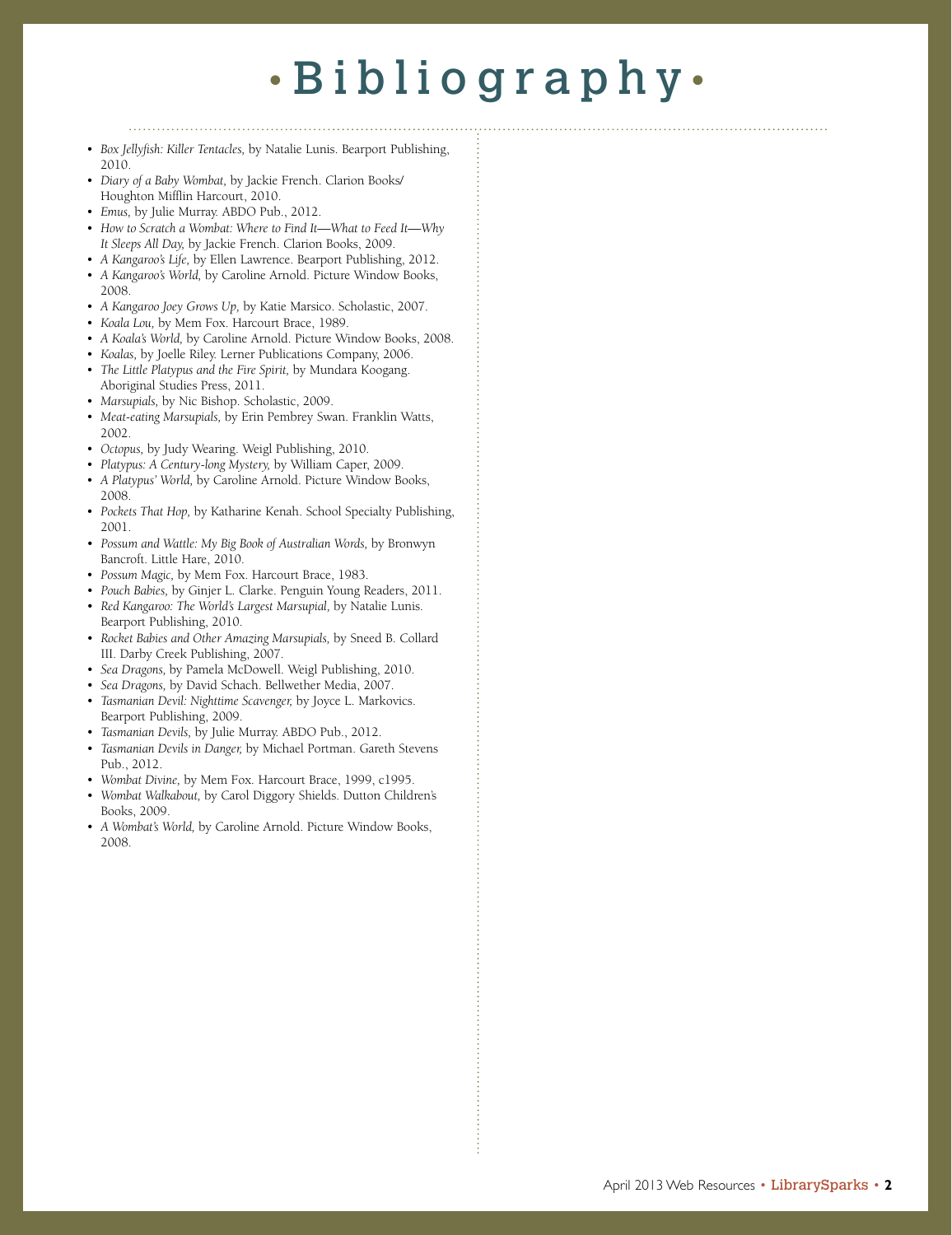# Bibliography

- *Box Jellyfish: Killer Tentacles,* by Natalie Lunis. Bearport Publishing, 2010.
- *Diary of a Baby Wombat,* by Jackie French. Clarion Books/ Houghton Mifflin Harcourt, 2010.
- *Emus,* by Julie Murray. ABDO Pub., 2012.
- *How to Scratch a Wombat: Where to Find It—What to Feed It—Why It Sleeps All Day,* by Jackie French. Clarion Books, 2009.
- *A Kangaroo's Life,* by Ellen Lawrence. Bearport Publishing, 2012.
- *A Kangaroo's World,* by Caroline Arnold. Picture Window Books, 2008.
- *A Kangaroo Joey Grows Up,* by Katie Marsico. Scholastic, 2007.
- *Koala Lou,* by Mem Fox. Harcourt Brace, 1989.
- *A Koala's World,* by Caroline Arnold. Picture Window Books, 2008.
- *Koalas,* by Joelle Riley. Lerner Publications Company, 2006.
- *The Little Platypus and the Fire Spirit,* by Mundara Koogang. Aboriginal Studies Press, 2011.
- *Marsupials,* by Nic Bishop. Scholastic, 2009.
- *Meat-eating Marsupials,* by Erin Pembrey Swan. Franklin Watts, 2002.
- *Octopus,* by Judy Wearing. Weigl Publishing, 2010.
- *Platypus: A Century-long Mystery,* by William Caper, 2009.
- *A Platypus' World,* by Caroline Arnold. Picture Window Books, 2008.
- *Pockets That Hop,* by Katharine Kenah. School Specialty Publishing, 2001.
- *Possum and Wattle: My Big Book of Australian Words,* by Bronwyn Bancroft. Little Hare, 2010.
- *Possum Magic,* by Mem Fox. Harcourt Brace, 1983.
- *Pouch Babies,* by Ginjer L. Clarke. Penguin Young Readers, 2011.
- *Red Kangaroo: The World's Largest Marsupial,* by Natalie Lunis. Bearport Publishing, 2010.
- *Rocket Babies and Other Amazing Marsupials,* by Sneed B. Collard III. Darby Creek Publishing, 2007.
- *Sea Dragons,* by Pamela McDowell. Weigl Publishing, 2010.
- *Sea Dragons,* by David Schach. Bellwether Media, 2007.
- *Tasmanian Devil: Nighttime Scavenger,* by Joyce L. Markovics. Bearport Publishing, 2009.
- *Tasmanian Devils,* by Julie Murray. ABDO Pub., 2012.
- *Tasmanian Devils in Danger,* by Michael Portman. Gareth Stevens Pub., 2012.
- *Wombat Divine,* by Mem Fox. Harcourt Brace, 1999, c1995.
- *Wombat Walkabout,* by Carol Diggory Shields. Dutton Children's Books, 2009.
- *A Wombat's World,* by Caroline Arnold. Picture Window Books, 2008.